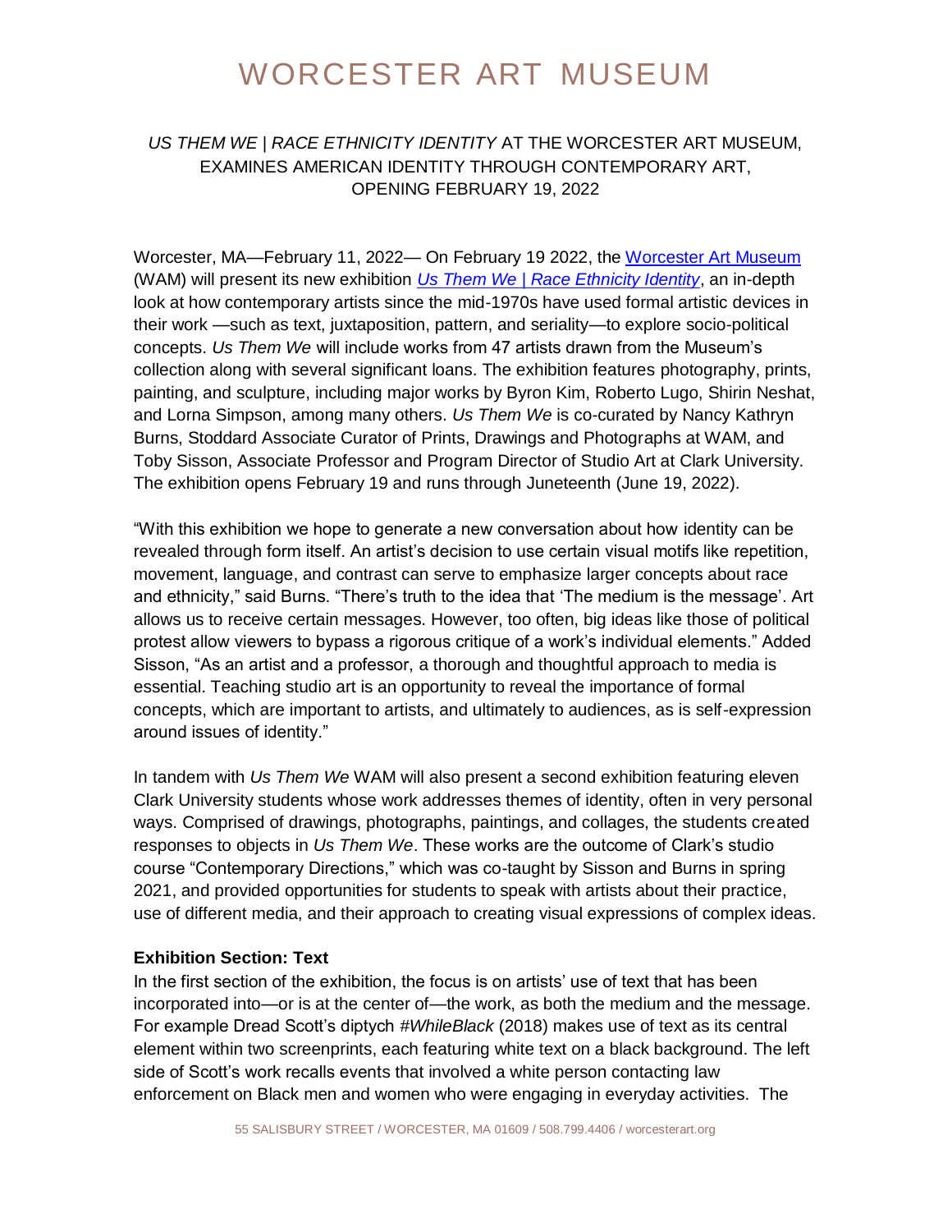# WORCESTER ART MUSEUM

## *US THEM WE | RACE ETHNICITY IDENTITY* AT THE WORCESTER ART MUSEUM, EXAMINES AMERICAN IDENTITY THROUGH CONTEMPORARY ART, OPENING FEBRUARY 19, 2022

Worcester, MA—February 11, 2022— On February 19 2022, the [Worcester Art Museum](https://www.worcesterart.org) (WAM) will present its new exhibition [*Us Them We | Race Ethnicity Identity*](https://www.worcesterart.org), an in-depth look at how contemporary artists since the mid-1970s have used formal artistic devices in their work —such as text, juxtaposition, pattern, and seriality—to explore socio-political concepts. *Us Them We* will include works from 47 artists drawn from the Museum's collection along with several significant loans. The exhibition features photography, prints, painting, and sculpture, including major works by Byron Kim, Roberto Lugo, Shirin Neshat, and Lorna Simpson, among many others. *Us Them We* is co-curated by Nancy Kathryn Burns, Stoddard Associate Curator of Prints, Drawings and Photographs at WAM, and Toby Sisson, Associate Professor and Program Director of Studio Art at Clark University. The exhibition opens February 19 and runs through Juneteenth (June 19, 2022).

"With this exhibition we hope to generate a new conversation about how identity can be revealed through form itself. An artist's decision to use certain visual motifs like repetition, movement, language, and contrast can serve to emphasize larger concepts about race and ethnicity," said Burns. "There's truth to the idea that 'The medium is the message'. Art allows us to receive certain messages. However, too often, big ideas like those of political protest allow viewers to bypass a rigorous critique of a work's individual elements." Added Sisson, "As an artist and a professor, a thorough and thoughtful approach to media is essential. Teaching studio art is an opportunity to reveal the importance of formal concepts, which are important to artists, and ultimately to audiences, as is self-expression around issues of identity."

In tandem with *Us Them We* WAM will also present a second exhibition featuring eleven Clark University students whose work addresses themes of identity, often in very personal ways. Comprised of drawings, photographs, paintings, and collages, the students created responses to objects in *Us Them We*. These works are the outcome of Clark's studio course "Contemporary Directions," which was co-taught by Sisson and Burns in spring 2021, and provided opportunities for students to speak with artists about their practice, use of different media, and their approach to creating visual expressions of complex ideas.

**Exhibition Section: Text**

In the first section of the exhibition, the focus is on artists' use of text that has been incorporated into—or is at the center of—the work, as both the medium and the message. For example Dread Scott's diptych *#WhileBlack* (2018) makes use of text as its central element within two screenprints, each featuring white text on a black background. The left side of Scott's work recalls events that involved a white person contacting law enforcement on Black men and women who were engaging in everyday activities. The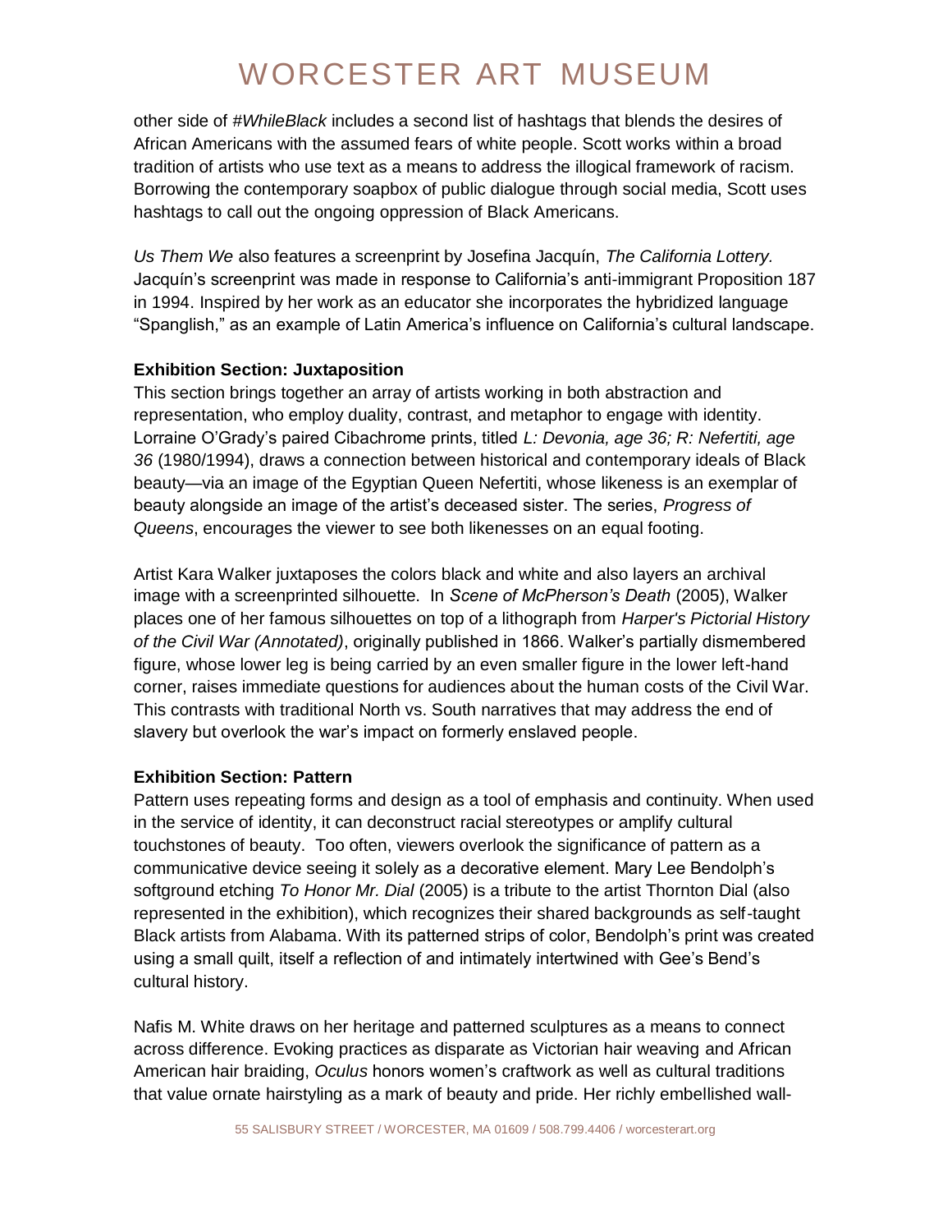other side of *#WhileBlack* includes a second list of hashtags that blends the desires of African Americans with the assumed fears of white people. Scott works within a broad tradition of artists who use text as a means to address the illogical framework of racism. Borrowing the contemporary soapbox of public dialogue through social media, Scott uses hashtags to call out the ongoing oppression of Black Americans.

*Us Them We* also features a screenprint by Josefina Jacquín, *The California Lottery.* Jacquín's screenprint was made in response to California's anti-immigrant Proposition 187 in 1994. Inspired by her work as an educator she incorporates the hybridized language "Spanglish," as an example of Latin America's influence on California's cultural landscape.

**Exhibition Section: Juxtaposition**

This section brings together an array of artists working in both abstraction and representation, who employ duality, contrast, and metaphor to engage with identity. Lorraine O'Grady's paired Cibachrome prints, titled *L: Devonia, age 36; R: Nefertiti, age 36* (1980/1994), draws a connection between historical and contemporary ideals of Black beauty—via an image of the Egyptian Queen Nefertiti, whose likeness is an exemplar of beauty alongside an image of the artist's deceased sister. The series, *Progress of Queens*, encourages the viewer to see both likenesses on an equal footing.

Artist Kara Walker juxtaposes the colors black and white and also layers an archival image with a screenprinted silhouette. In *Scene of McPherson's Death* (2005), Walker places one of her famous silhouettes on top of a lithograph from *Harper's Pictorial History of the Civil War (Annotated)*, originally published in 1866. Walker's partially dismembered figure, whose lower leg is being carried by an even smaller figure in the lower left-hand corner, raises immediate questions for audiences about the human costs of the Civil War. This contrasts with traditional North vs. South narratives that may address the end of slavery but overlook the war's impact on formerly enslaved people.

**Exhibition Section: Pattern**

Pattern uses repeating forms and design as a tool of emphasis and continuity. When used in the service of identity, it can deconstruct racial stereotypes or amplify cultural touchstones of beauty. Too often, viewers overlook the significance of pattern as a communicative device seeing it solely as a decorative element. Mary Lee Bendolph's softground etching *To Honor Mr. Dial* (2005) is a tribute to the artist Thornton Dial (also represented in the exhibition), which recognizes their shared backgrounds as self-taught Black artists from Alabama. With its patterned strips of color, Bendolph's print was created using a small quilt, itself a reflection of and intimately intertwined with Gee's Bend's cultural history.

Nafis M. White draws on her heritage and patterned sculptures as a means to connect across difference. Evoking practices as disparate as Victorian hair weaving and African American hair braiding, *Oculus* honors women's craftwork as well as cultural traditions that value ornate hairstyling as a mark of beauty and pride. Her richly embellished wall-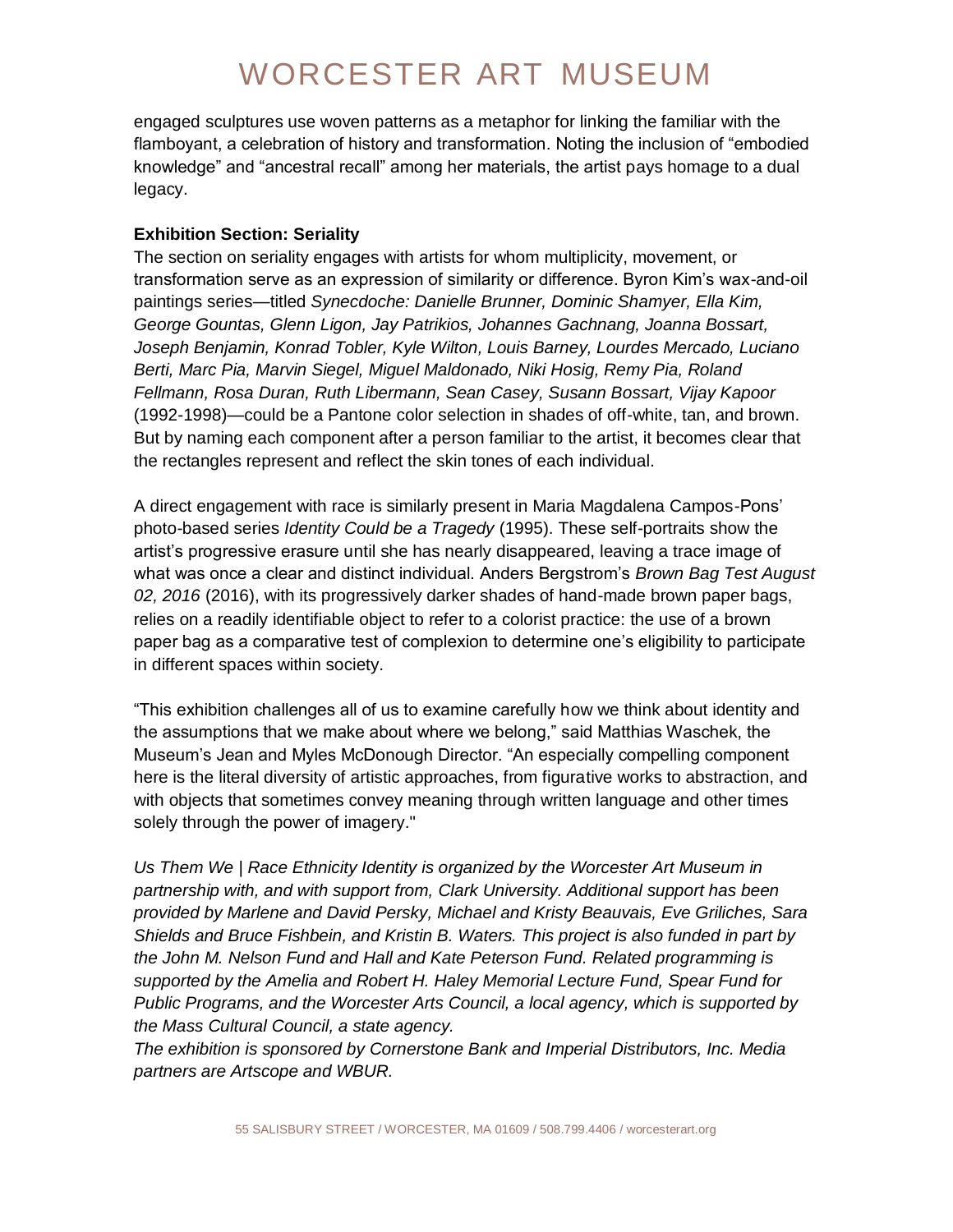engaged sculptures use woven patterns as a metaphor for linking the familiar with the flamboyant, a celebration of history and transformation. Noting the inclusion of "embodied knowledge" and "ancestral recall" among her materials, the artist pays homage to a dual legacy.

**Exhibition Section: Seriality**

The section on seriality engages with artists for whom multiplicity, movement, or transformation serve as an expression of similarity or difference. Byron Kim's wax-and-oil paintings series—titled *Synecdoche: Danielle Brunner, Dominic Shamyer, Ella Kim, George Gountas, Glenn Ligon, Jay Patrikios, Johannes Gachnang, Joanna Bossart, Joseph Benjamin, Konrad Tobler, Kyle Wilton, Louis Barney, Lourdes Mercado, Luciano Berti, Marc Pia, Marvin Siegel, Miguel Maldonado, Niki Hosig, Remy Pia, Roland Fellmann, Rosa Duran, Ruth Libermann, Sean Casey, Susann Bossart, Vijay Kapoor* (1992-1998)—could be a Pantone color selection in shades of off-white, tan, and brown. But by naming each component after a person familiar to the artist, it becomes clear that the rectangles represent and reflect the skin tones of each individual.

A direct engagement with race is similarly present in Maria Magdalena Campos-Pons' photo-based series *Identity Could be a Tragedy* (1995). These self-portraits show the artist's progressive erasure until she has nearly disappeared, leaving a trace image of what was once a clear and distinct individual. Anders Bergstrom's *Brown Bag Test August 02, 2016* (2016), with its progressively darker shades of hand-made brown paper bags, relies on a readily identifiable object to refer to a colorist practice: the use of a brown paper bag as a comparative test of complexion to determine one's eligibility to participate in different spaces within society.

"This exhibition challenges all of us to examine carefully how we think about identity and the assumptions that we make about where we belong," said Matthias Waschek, the Museum's Jean and Myles McDonough Director. "An especially compelling component here is the literal diversity of artistic approaches, from figurative works to abstraction, and with objects that sometimes convey meaning through written language and other times solely through the power of imagery."

*Us Them We | Race Ethnicity Identity is organized by the Worcester Art Museum in partnership with, and with support from, Clark University. Additional support has been provided by Marlene and David Persky, Michael and Kristy Beauvais, Eve Griliches, Sara Shields and Bruce Fishbein, and Kristin B. Waters. This project is also funded in part by the John M. Nelson Fund and Hall and Kate Peterson Fund. Related programming is supported by the Amelia and Robert H. Haley Memorial Lecture Fund, Spear Fund for Public Programs, and the Worcester Arts Council, a local agency, which is supported by the Mass Cultural Council, a state agency.*

*The exhibition is sponsored by Cornerstone Bank and Imperial Distributors, Inc. Media partners are Artscope and WBUR.*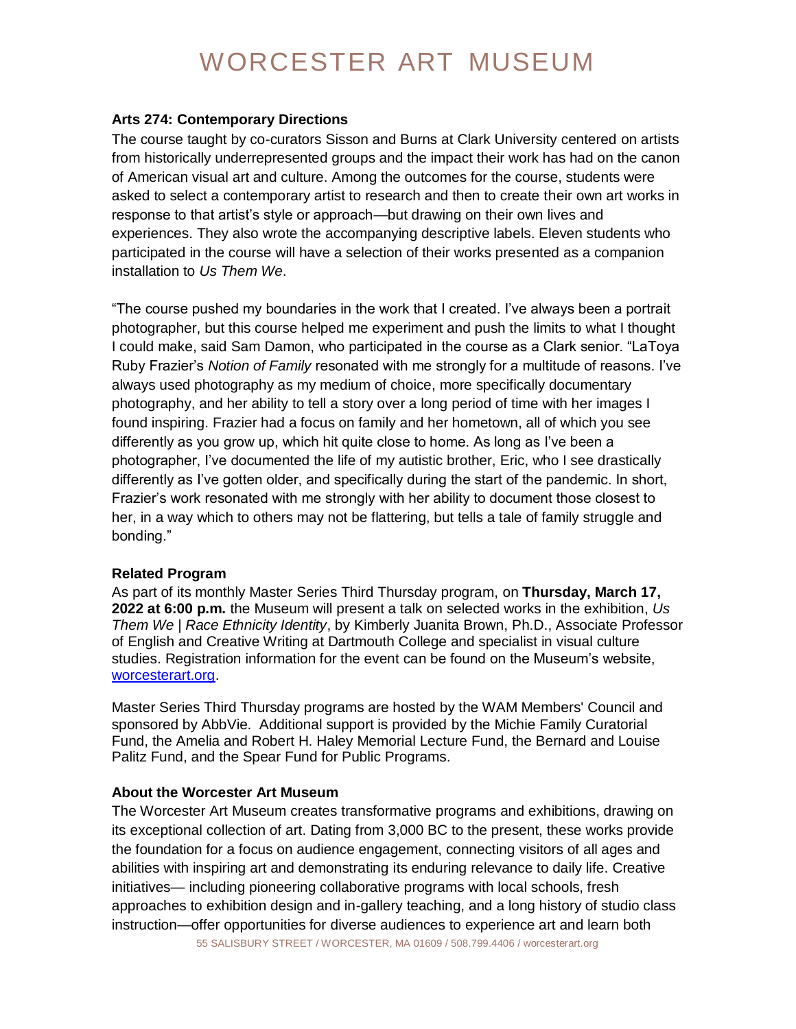**Arts 274: Contemporary Directions**

The course taught by co-curators Sisson and Burns at Clark University centered on artists from historically underrepresented groups and the impact their work has had on the canon of American visual art and culture. Among the outcomes for the course, students were asked to select a contemporary artist to research and then to create their own art works in response to that artist's style or approach—but drawing on their own lives and experiences. They also wrote the accompanying descriptive labels. Eleven students who participated in the course will have a selection of their works presented as a companion installation to *Us Them We*.

"The course pushed my boundaries in the work that I created. I've always been a portrait photographer, but this course helped me experiment and push the limits to what I thought I could make, said Sam Damon, who participated in the course as a Clark senior. "LaToya Ruby Frazier's *Notion of Family* resonated with me strongly for a multitude of reasons. I've always used photography as my medium of choice, more specifically documentary photography, and her ability to tell a story over a long period of time with her images I found inspiring. Frazier had a focus on family and her hometown, all of which you see differently as you grow up, which hit quite close to home. As long as I've been a photographer, I've documented the life of my autistic brother, Eric, who I see drastically differently as I've gotten older, and specifically during the start of the pandemic. In short, Frazier's work resonated with me strongly with her ability to document those closest to her, in a way which to others may not be flattering, but tells a tale of family struggle and bonding."

**Related Program**

As part of its monthly Master Series Third Thursday program, on **Thursday, March 17, 2022 at 6:00 p.m.** the Museum will present a talk on selected works in the exhibition, *Us Them We | Race Ethnicity Identity*, by Kimberly Juanita Brown, Ph.D., Associate Professor of English and Creative Writing at Dartmouth College and specialist in visual culture studies. Registration information for the event can be found on the Museum's website, [worcesterart.org](worcesterart.org).

Master Series Third Thursday programs are hosted by the WAM Members' Council and sponsored by AbbVie. Additional support is provided by the Michie Family Curatorial Fund, the Amelia and Robert H. Haley Memorial Lecture Fund, the Bernard and Louise Palitz Fund, and the Spear Fund for Public Programs.

**About the Worcester Art Museum**

The Worcester Art Museum creates transformative programs and exhibitions, drawing on its exceptional collection of art. Dating from 3,000 BC to the present, these works provide the foundation for a focus on audience engagement, connecting visitors of all ages and abilities with inspiring art and demonstrating its enduring relevance to daily life. Creative initiatives— including pioneering collaborative programs with local schools, fresh approaches to exhibition design and in-gallery teaching, and a long history of studio class instruction—offer opportunities for diverse audiences to experience art and learn both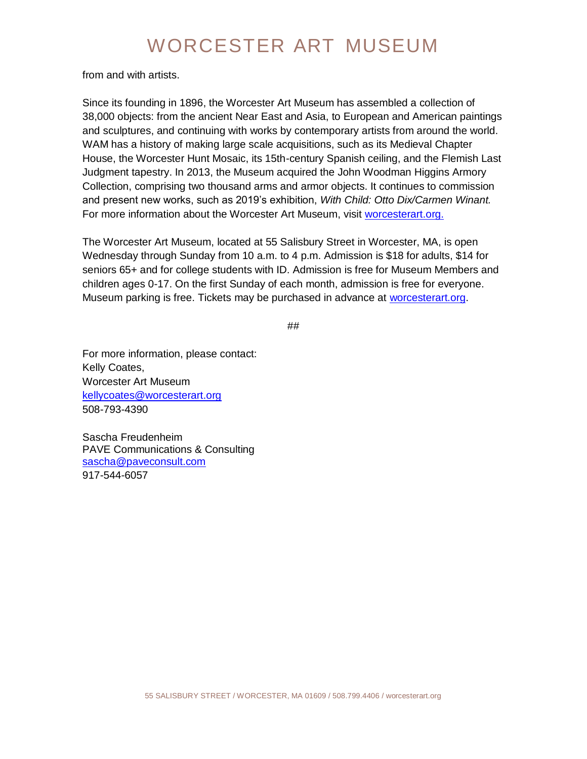from and with artists.

Since its founding in 1896, the Worcester Art Museum has assembled a collection of 38,000 objects: from the ancient Near East and Asia, to European and American paintings and sculptures, and continuing with works by contemporary artists from around the world. WAM has a history of making large scale acquisitions, such as its Medieval Chapter House, the Worcester Hunt Mosaic, its 15th-century Spanish ceiling, and the Flemish Last Judgment tapestry. In 2013, the Museum acquired the John Woodman Higgins Armory Collection, comprising two thousand arms and armor objects. It continues to commission and present new works, such as 2019's exhibition, *With Child: Otto Dix/Carmen Winant.* For more information about the Worcester Art Museum, visit [worcesterart.org.](worcesterart.org)

The Worcester Art Museum, located at 55 Salisbury Street in Worcester, MA, is open Wednesday through Sunday from 10 a.m. to 4 p.m. Admission is $18 for adults, $14 for seniors 65+ and for college students with ID. Admission is free for Museum Members and children ages 0-17. On the first Sunday of each month, admission is free for everyone. Museum parking is free. Tickets may be purchased in advance at [worcesterart.org](worcesterart.org).

##

For more information, please contact:
Kelly Coates,
Worcester Art Museum
[kellycoates@worcesterart.org](mailto:kellycoates@worcesterart.org)
508-793-4390

Sascha Freudenheim
PAVE Communications & Consulting
[sascha@paveconsult.com](mailto:sascha@paveconsult.com)
917-544-6057